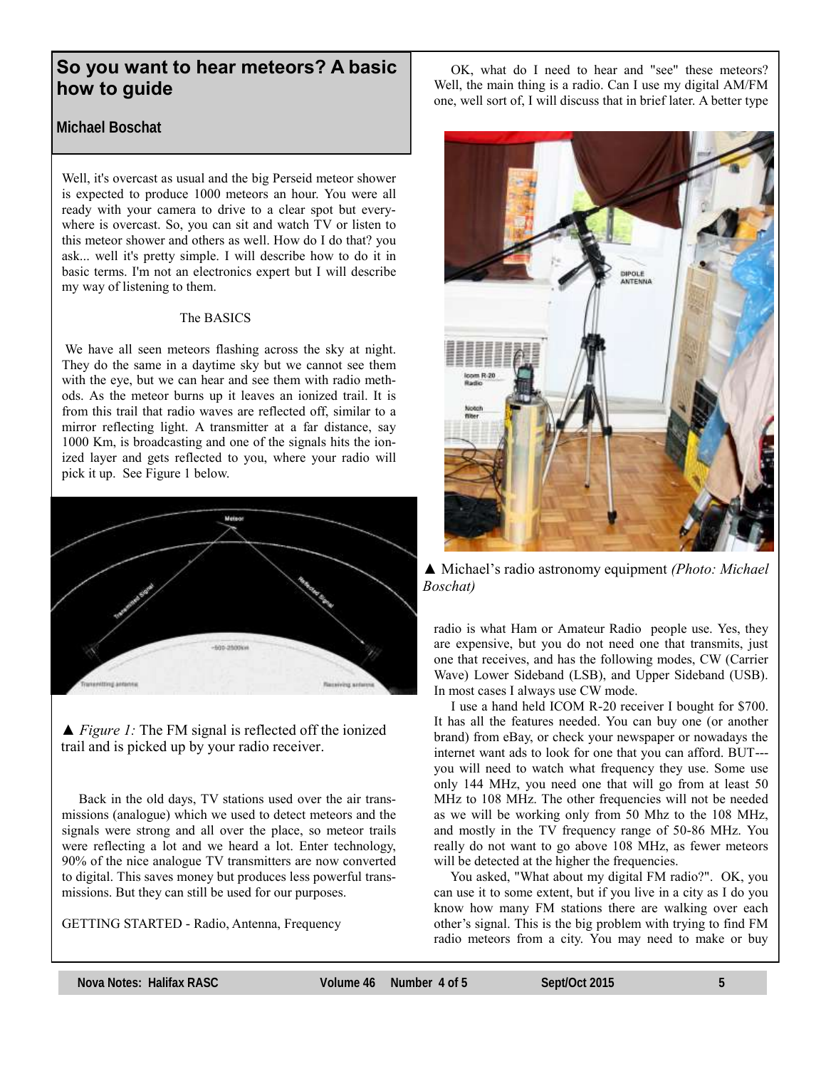## So you want to hear meteors? A basic how to guide

**Michael Boschat**

Well, it's overcast as usual and the big Perseid meteor shower is expected to produce 1000 meteors an hour. You were all ready with your camera to drive to a clear spot but everywhere is overcast. So, you can sit and watch TV or listen to this meteor shower and others as well. How do I do that? you ask... well it's pretty simple. I will describe how to do it in basic terms. I'm not an electronics expert but I will describe my way of listening to them.

### The BASICS

We have all seen meteors flashing across the sky at night. They do the same in a daytime sky but we cannot see them with the eye, but we can hear and see them with radio methods. As the meteor burns up it leaves an ionized trail. It is from this trail that radio waves are reflected off, similar to a mirror reflecting light. A transmitter at a far distance, say 1000 Km, is broadcasting and one of the signals hits the ionized layer and gets reflected to you, where your radio will pick it up. See Figure 1 below.

▲ *Figure 1:* The FM signal is reflected off the ionized trail and is picked up by your radio receiver.

Back in the old days, TV stations used over the air transmissions (analogue) which we used to detect meteors and the signals were strong and all over the place, so meteor trails were reflecting a lot and we heard a lot. Enter technology, 90% of the nice analogue TV transmitters are now converted to digital. This saves money but produces less powerful transmissions. But they can still be used for our purposes.

### GETTING STARTED - Radio, Antenna, Frequency

OK, what do I need to hear and "see" these meteors? Well, the main thing is a radio. Can I use my digital AM/FM one, well sort of, I will discuss that in brief later. A better type radio is what Ham or Amateur Radio people use. Yes, they are expensive, but you do not need one that transmits, just one that receives, and has the following modes, CW (Carrier Wave) Lower Sideband (LSB), and Upper Sideband (USB). In most cases I always use CW mode.

▲ Michael's radio astronomy equipment *(Photo: Michael Boschat)*

I use a hand held ICOM R-20 receiver I bought for $700. It has all the features needed. You can buy one (or another brand) from eBay, or check your newspaper or nowadays the internet want ads to look for one that you can afford. BUT---you will need to watch what frequency they use. Some use only 144 MHz, you need one that will go from at least 50 MHz to 108 MHz. The other frequencies will not be needed as we will be working only from 50 Mhz to the 108 MHz, and mostly in the TV frequency range of 50-86 MHz. You really do not want to go above 108 MHz, as fewer meteors will be detected at the higher the frequencies.

You asked, "What about my digital FM radio?". OK, you can use it to some extent, but if you live in a city as I do you know how many FM stations there are walking over each other's signal. This is the big problem with trying to find FM radio meteors from a city. You may need to make or buy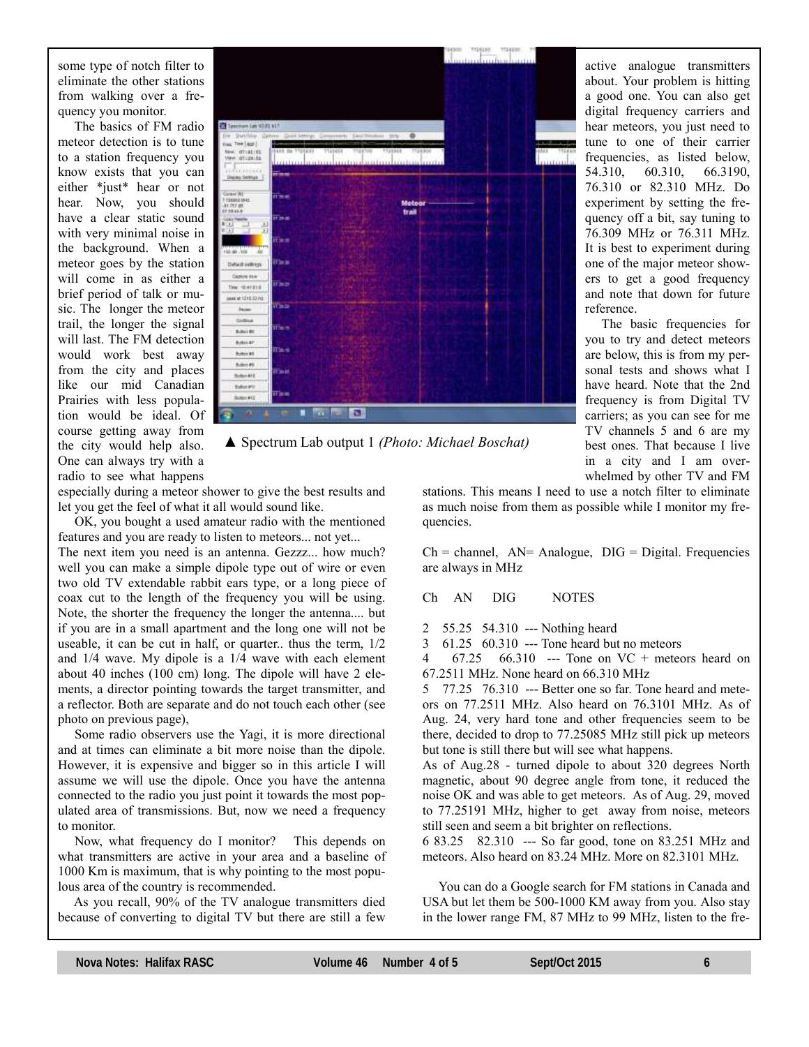some type of notch filter to eliminate the other stations from walking over a frequency you monitor.

The basics of FM radio meteor detection is to tune to a station frequency you know exists that you can either *just* hear or not hear. Now, you should have a clear static sound with very minimal noise in the background. When a meteor goes by the station will come in as either a brief period of talk or music. The longer the meteor trail, the longer the signal will last. The FM detection would work best away from the city and places like our mid Canadian Prairies with less population would be ideal. Of course getting away from the city would help also. One can always try with a radio to see what happens especially during a meteor shower to give the best results and let you get the feel of what it all would sound like.

▲ Spectrum Lab output 1 *(Photo: Michael Boschat)*

OK, you bought a used amateur radio with the mentioned features and you are ready to listen to meteors... not yet... The next item you need is an antenna. Gezzz... how much? well you can make a simple dipole type out of wire or even two old TV extendable rabbit ears type, or a long piece of coax cut to the length of the frequency you will be using. Note, the shorter the frequency the longer the antenna.... but if you are in a small apartment and the long one will not be useable, it can be cut in half, or quarter.. thus the term, 1/2 and 1/4 wave. My dipole is a 1/4 wave with each element about 40 inches (100 cm) long. The dipole will have 2 elements, a director pointing towards the target transmitter, and a reflector. Both are separate and do not touch each other (see photo on previous page),

Some radio observers use the Yagi, it is more directional and at times can eliminate a bit more noise than the dipole. However, it is expensive and bigger so in this article I will assume we will use the dipole. Once you have the antenna connected to the radio you just point it towards the most populated area of transmissions. But, now we need a frequency to monitor.

Now, what frequency do I monitor? This depends on what transmitters are active in your area and a baseline of 1000 Km is maximum, that is why pointing to the most populous area of the country is recommended.

As you recall, 90% of the TV analogue transmitters died because of converting to digital TV but there are still a few active analogue transmitters about. Your problem is hitting a good one. You can also get digital frequency carriers and hear meteors, you just need to tune to one of their carrier frequencies, as listed below, 54.310, 60.310, 66.3190, 76.310 or 82.310 MHz. Do experiment by setting the frequency off a bit, say tuning to 76.309 MHz or 76.311 MHz. It is best to experiment during one of the major meteor showers to get a good frequency and note that down for future reference.

The basic frequencies for you to try and detect meteors are below, this is from my personal tests and shows what I have heard. Note that the 2nd frequency is from Digital TV carriers; as you can see for me TV channels 5 and 6 are my best ones. That because I live in a city and I am overwhelmed by other TV and FM stations. This means I need to use a notch filter to eliminate as much noise from them as possible while I monitor my frequencies.

Ch = channel, AN= Analogue, DIG = Digital. Frequencies are always in MHz

Ch AN DIG NOTES

2 55.25 54.310 --- Nothing heard

3 61.25 60.310 --- Tone heard but no meteors

4 67.25 66.310 --- Tone on VC + meteors heard on 67.2511 MHz. None heard on 66.310 MHz

5 77.25 76.310 --- Better one so far. Tone heard and meteors on 77.2511 MHz. Also heard on 76.3101 MHz. As of Aug. 24, very hard tone and other frequencies seem to be there, decided to drop to 77.25085 MHz still pick up meteors but tone is still there but will see what happens.

As of Aug.28 - turned dipole to about 320 degrees North magnetic, about 90 degree angle from tone, it reduced the noise OK and was able to get meteors. As of Aug. 29, moved to 77.25191 MHz, higher to get away from noise, meteors still seen and seem a bit brighter on reflections.

6 83.25 82.310 --- So far good, tone on 83.251 MHz and meteors. Also heard on 83.24 MHz. More on 82.3101 MHz.

You can do a Google search for FM stations in Canada and USA but let them be 500-1000 KM away from you. Also stay in the lower range FM, 87 MHz to 99 MHz, listen to the fre-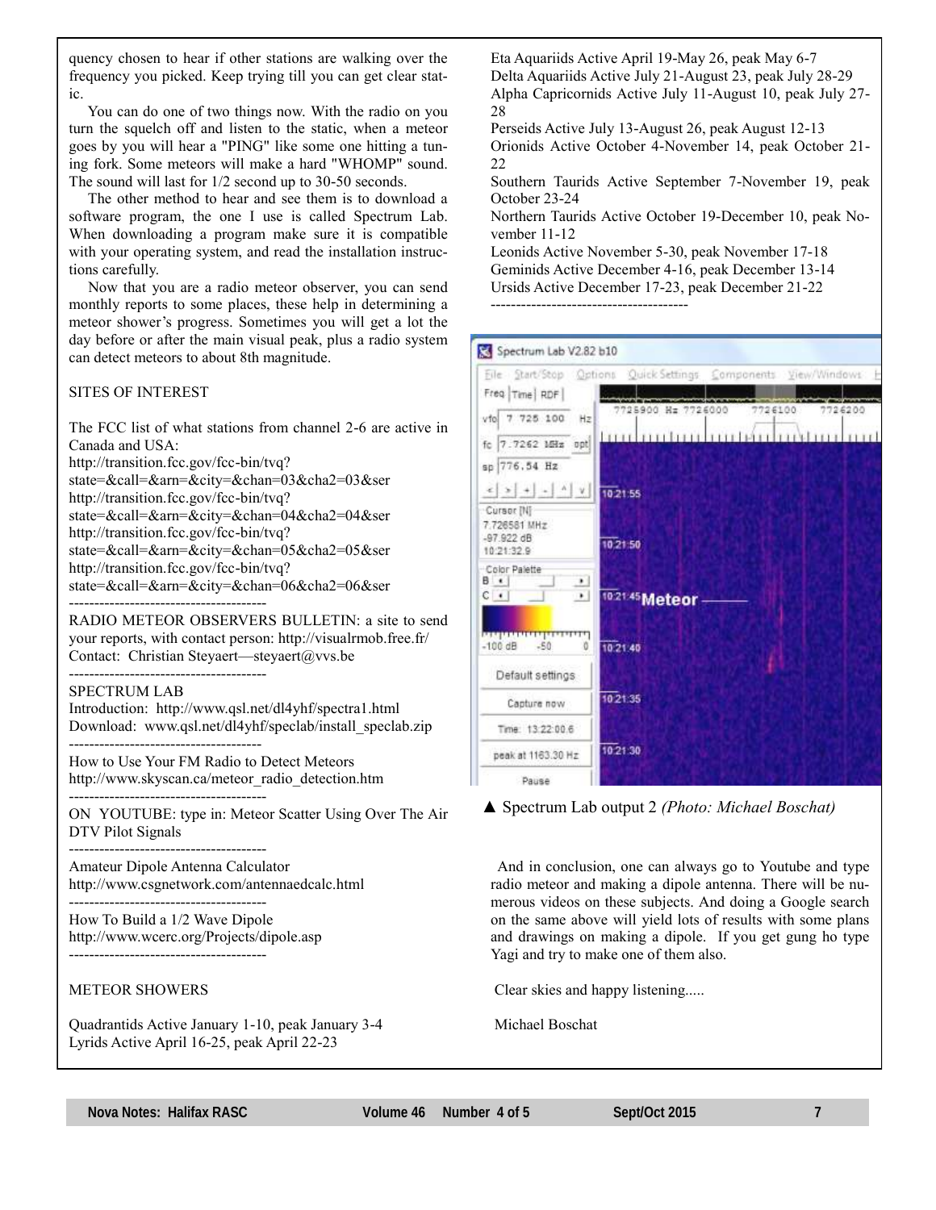quency chosen to hear if other stations are walking over the frequency you picked. Keep trying till you can get clear static.

You can do one of two things now. With the radio on you turn the squelch off and listen to the static, when a meteor goes by you will hear a "PING" like some one hitting a tuning fork. Some meteors will make a hard "WHOMP" sound. The sound will last for 1/2 second up to 30-50 seconds.

The other method to hear and see them is to download a software program, the one I use is called Spectrum Lab. When downloading a program make sure it is compatible with your operating system, and read the installation instructions carefully.

Now that you are a radio meteor observer, you can send monthly reports to some places, these help in determining a meteor shower's progress. Sometimes you will get a lot the day before or after the main visual peak, plus a radio system can detect meteors to about 8th magnitude.

SITES OF INTEREST

The FCC list of what stations from channel 2-6 are active in Canada and USA:
http://transition.fcc.gov/fcc-bin/tvq?state=&call=&arn=&city=&chan=03&cha2=03&ser
http://transition.fcc.gov/fcc-bin/tvq?state=&call=&arn=&city=&chan=04&cha2=04&ser
http://transition.fcc.gov/fcc-bin/tvq?state=&call=&arn=&city=&chan=05&cha2=05&ser
http://transition.fcc.gov/fcc-bin/tvq?state=&call=&arn=&city=&chan=06&cha2=06&ser

---------------------------------------

RADIO METEOR OBSERVERS BULLETIN: a site to send your reports, with contact person: http://visualrmob.free.fr/
Contact: Christian Steyaert—steyaert@vvs.be

---------------------------------------

SPECTRUM LAB
Introduction: http://www.qsl.net/dl4yhf/spectra1.html
Download: www.qsl.net/dl4yhf/speclab/install_speclab.zip

---------------------------------------

How to Use Your FM Radio to Detect Meteors
http://www.skyscan.ca/meteor_radio_detection.htm

---------------------------------------

ON YOUTUBE: type in: Meteor Scatter Using Over The Air DTV Pilot Signals

---------------------------------------

Amateur Dipole Antenna Calculator
http://www.csgnetwork.com/antennaedcalc.html

---------------------------------------

How To Build a 1/2 Wave Dipole
http://www.wcerc.org/Projects/dipole.asp

---------------------------------------

METEOR SHOWERS

Quadrantids Active January 1-10, peak January 3-4
Lyrids Active April 16-25, peak April 22-23
Eta Aquariids Active April 19-May 26, peak May 6-7
Delta Aquariids Active July 21-August 23, peak July 28-29
Alpha Capricornids Active July 11-August 10, peak July 27-28
Perseids Active July 13-August 26, peak August 12-13
Orionids Active October 4-November 14, peak October 21-22
Southern Taurids Active September 7-November 19, peak October 23-24
Northern Taurids Active October 19-December 10, peak November 11-12
Leonids Active November 5-30, peak November 17-18
Geminids Active December 4-16, peak December 13-14
Ursids Active December 17-23, peak December 21-22

---------------------------------------

▲ Spectrum Lab output 2 *(Photo: Michael Boschat)*

And in conclusion, one can always go to Youtube and type radio meteor and making a dipole antenna. There will be numerous videos on these subjects. And doing a Google search on the same above will yield lots of results with some plans and drawings on making a dipole. If you get gung ho type Yagi and try to make one of them also.

Clear skies and happy listening.....

Michael Boschat